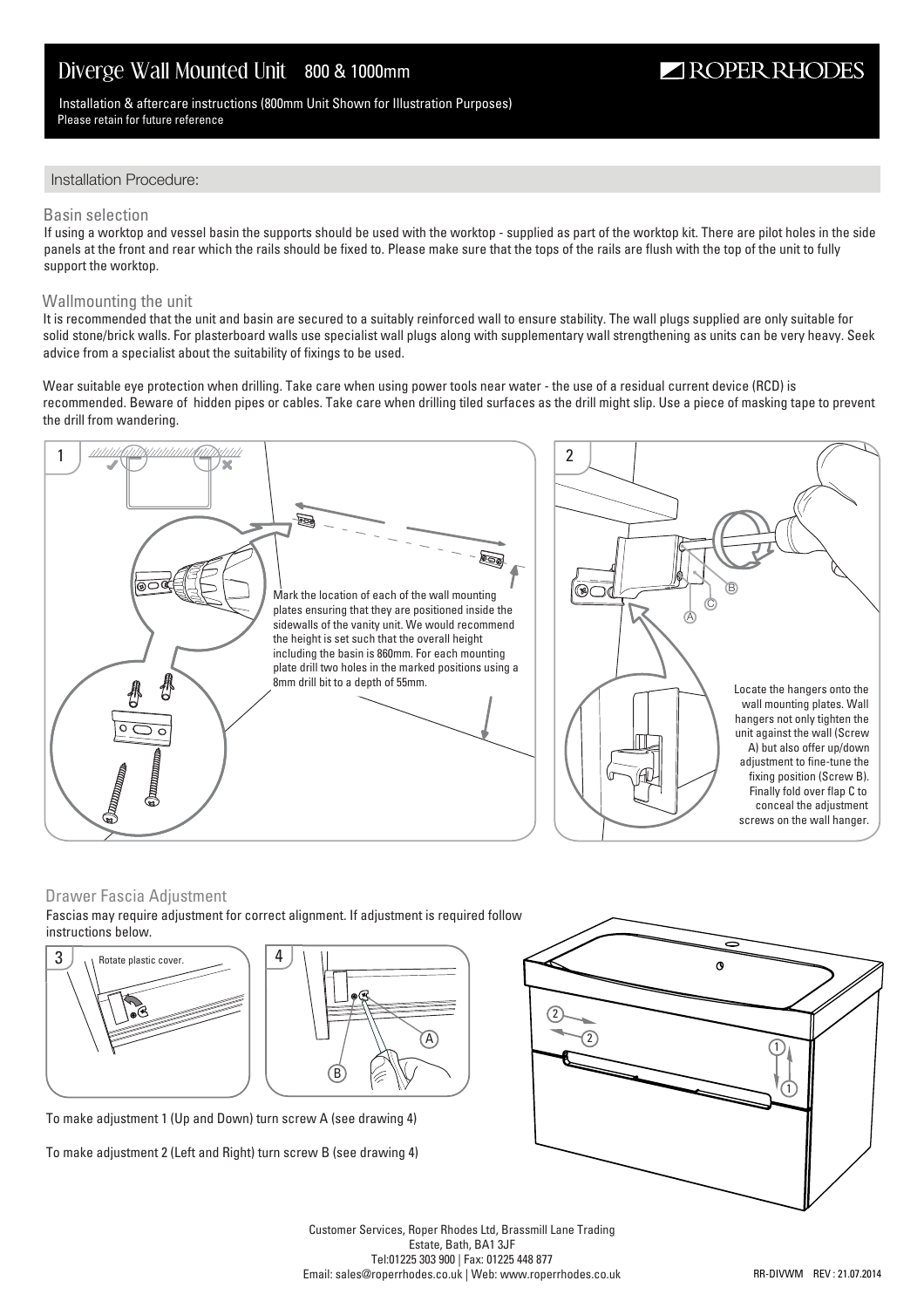# Diverge Wall Mounted Unit 800 & 1000mm

ROPER RHODES

Installation & aftercare instructions (800mm Unit Shown for Illustration Purposes)
Please retain for future reference

## Installation Procedure:

### Basin selection

If using a worktop and vessel basin the supports should be used with the worktop - supplied as part of the worktop kit. There are pilot holes in the side panels at the front and rear which the rails should be fixed to. Please make sure that the tops of the rails are flush with the top of the unit to fully support the worktop.

### Wallmounting the unit

It is recommended that the unit and basin are secured to a suitably reinforced wall to ensure stability. The wall plugs supplied are only suitable for solid stone/brick walls. For plasterboard walls use specialist wall plugs along with supplementary wall strengthening as units can be very heavy. Seek advice from a specialist about the suitability of fixings to be used.

Wear suitable eye protection when drilling. Take care when using power tools near water - the use of a residual current device (RCD) is recommended. Beware of hidden pipes or cables. Take care when drilling tiled surfaces as the drill might slip. Use a piece of masking tape to prevent the drill from wandering.

1

Mark the location of each of the wall mounting plates ensuring that they are positioned inside the sidewalls of the vanity unit. We would recommend the height is set such that the overall height including the basin is 860mm. For each mounting plate drill two holes in the marked positions using a 8mm drill bit to a depth of 55mm.

2

Locate the hangers onto the wall mounting plates. Wall hangers not only tighten the unit against the wall (Screw A) but also offer up/down adjustment to fine-tune the fixing position (Screw B). Finally fold over flap C to conceal the adjustment screws on the wall hanger.

### Drawer Fascia Adjustment

Fascias may require adjustment for correct alignment. If adjustment is required follow instructions below.

3 Rotate plastic cover.

4

To make adjustment 1 (Up and Down) turn screw A (see drawing 4)

To make adjustment 2 (Left and Right) turn screw B (see drawing 4)

Customer Services, Roper Rhodes Ltd, Brassmill Lane Trading Estate, Bath, BA1 3JF
Tel:01225 303 900 | Fax: 01225 448 877
Email: sales@roperrhodes.co.uk | Web: www.roperrhodes.co.uk

RR-DIVWM REV : 21.07.2014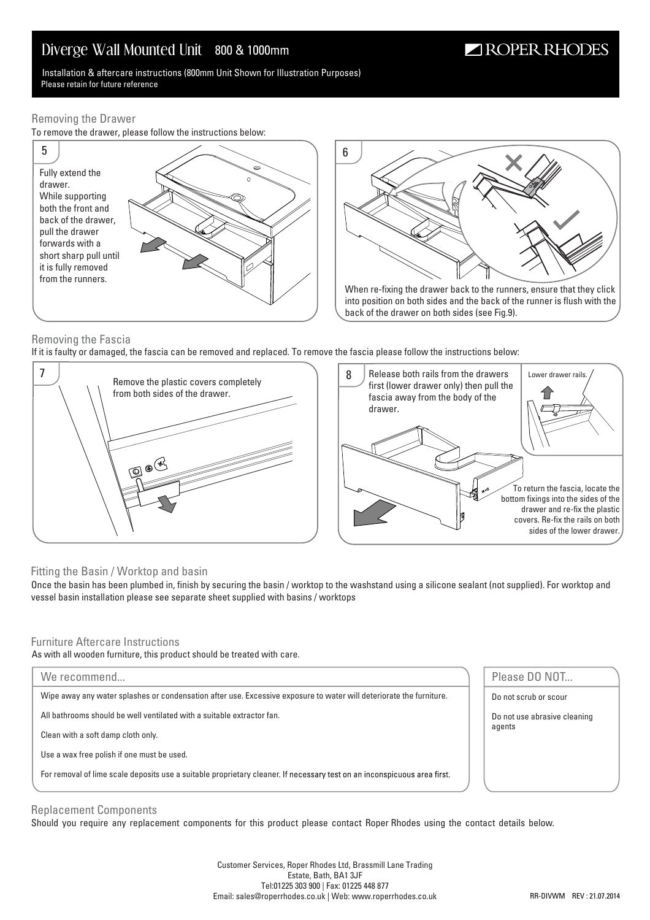# Diverge Wall Mounted Unit 800 & 1000mm

ROPER RHODES

Installation & aftercare instructions (800mm Unit Shown for Illustration Purposes)
Please retain for future reference

## Removing the Drawer

To remove the drawer, please follow the instructions below:

**5**

Fully extend the drawer.
While supporting both the front and back of the drawer, pull the drawer forwards with a short sharp pull until it is fully removed from the runners.

**6**

When re-fixing the drawer back to the runners, ensure that they click into position on both sides and the back of the runner is flush with the back of the drawer on both sides (see Fig.9).

## Removing the Fascia

If it is faulty or damaged, the fascia can be removed and replaced. To remove the fascia please follow the instructions below:

**7**

Remove the plastic covers completely from both sides of the drawer.

**8**

Release both rails from the drawers first (lower drawer only) then pull the fascia away from the body of the drawer.

Lower drawer rails.

To return the fascia, locate the bottom fixings into the sides of the drawer and re-fix the plastic covers. Re-fix the rails on both sides of the lower drawer.

## Fitting the Basin / Worktop and basin

Once the basin has been plumbed in, finish by securing the basin / worktop to the washstand using a silicone sealant (not supplied). For worktop and vessel basin installation please see separate sheet supplied with basins / worktops

## Furniture Aftercare Instructions

As with all wooden furniture, this product should be treated with care.

### We recommend...

Wipe away any water splashes or condensation after use. Excessive exposure to water will deteriorate the furniture.

All bathrooms should be well ventilated with a suitable extractor fan.

Clean with a soft damp cloth only.

Use a wax free polish if one must be used.

For removal of lime scale deposits use a suitable proprietary cleaner. If necessary test on an inconspicuous area first.

### Please DO NOT...

Do not scrub or scour

Do not use abrasive cleaning agents

## Replacement Components

Should you require any replacement components for this product please contact Roper Rhodes using the contact details below.

Customer Services, Roper Rhodes Ltd, Brassmill Lane Trading Estate, Bath, BA1 3JF
Tel:01225 303 900 | Fax: 01225 448 877
Email: sales@roperrhodes.co.uk | Web: www.roperrhodes.co.uk

RR-DIVWM REV : 21.07.2014